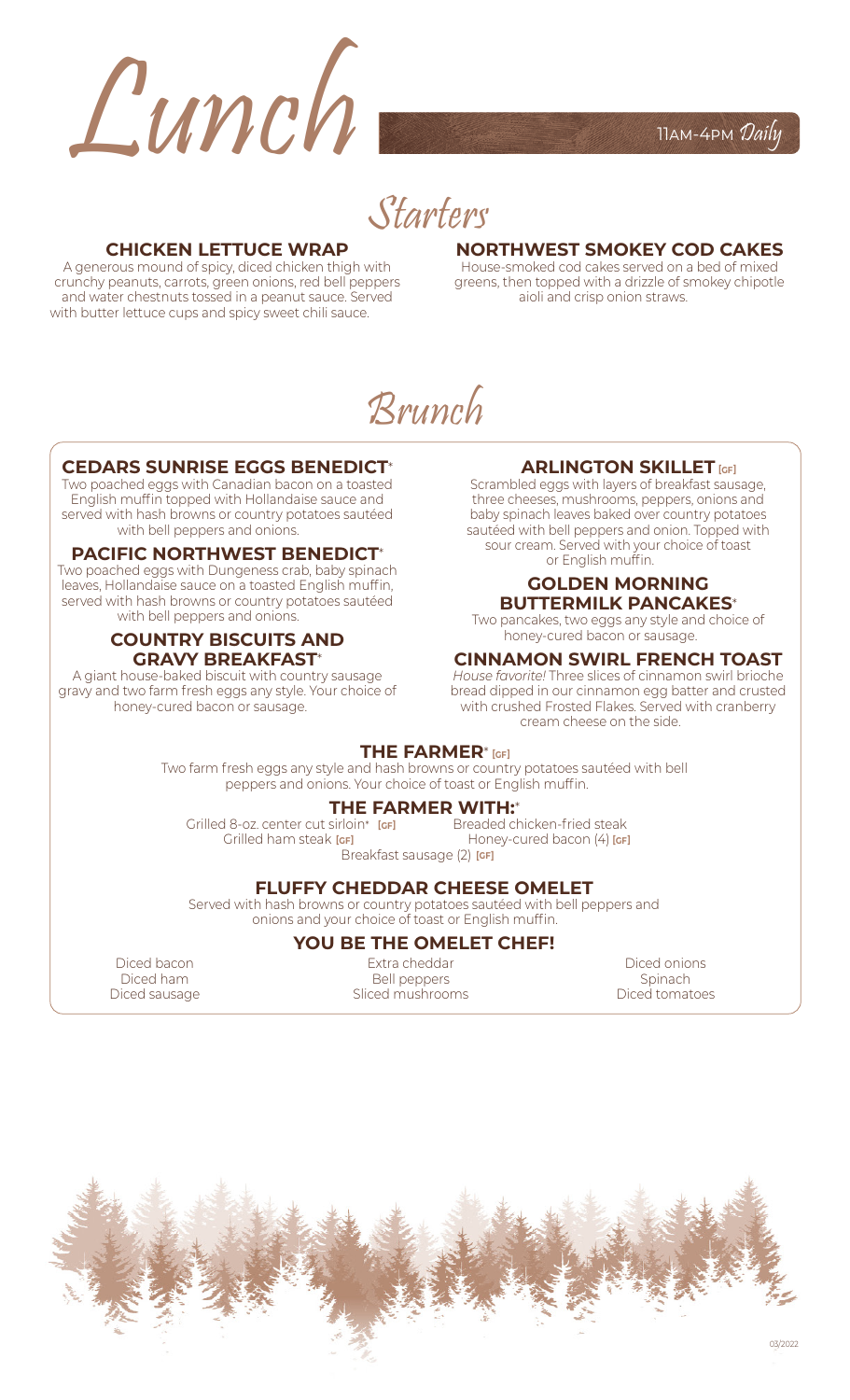# Lunch

11AM-4PM *Daily*

## Starters

### CHICKEN LETTUCE WRAP

A generous mound of spicy, diced chicken thigh with crunchy peanuts, carrots, green onions, red bell peppers and water chestnuts tossed in a peanut sauce. Served with butter lettuce cups and spicy sweet chili sauce.

### NORTHWEST SMOKEY COD CAKES

House-smoked cod cakes served on a bed of mixed greens, then topped with a drizzle of smokey chipotle aioli and crisp onion straws.

## Brunch

### CEDARS SUNRISE EGGS BENEDICT*

Two poached eggs with Canadian bacon on a toasted English muffin topped with Hollandaise sauce and served with hash browns or country potatoes sautéed with bell peppers and onions.

### PACIFIC NORTHWEST BENEDICT*

Two poached eggs with Dungeness crab, baby spinach leaves, Hollandaise sauce on a toasted English muffin, served with hash browns or country potatoes sautéed with bell peppers and onions.

### COUNTRY BISCUITS AND GRAVY BREAKFAST*

A giant house-baked biscuit with country sausage gravy and two farm fresh eggs any style. Your choice of honey-cured bacon or sausage.

### ARLINGTON SKILLET [GF]

Scrambled eggs with layers of breakfast sausage, three cheeses, mushrooms, peppers, onions and baby spinach leaves baked over country potatoes sautéed with bell peppers and onion. Topped with sour cream. Served with your choice of toast or English muffin.

### GOLDEN MORNING BUTTERMILK PANCAKES*

Two pancakes, two eggs any style and choice of honey-cured bacon or sausage.

### CINNAMON SWIRL FRENCH TOAST

*House favorite!* Three slices of cinnamon swirl brioche bread dipped in our cinnamon egg batter and crusted with crushed Frosted Flakes. Served with cranberry cream cheese on the side.

### THE FARMER* [GF]

Two farm fresh eggs any style and hash browns or country potatoes sautéed with bell peppers and onions. Your choice of toast or English muffin.

### THE FARMER WITH:*

- Grilled 8-oz. center cut sirloin* [GF]
- Breaded chicken-fried steak
- Grilled ham steak [GF]
- Honey-cured bacon (4) [GF]
- Breakfast sausage (2) [GF]

### FLUFFY CHEDDAR CHEESE OMELET

Served with hash browns or country potatoes sautéed with bell peppers and onions and your choice of toast or English muffin.

### YOU BE THE OMELET CHEF!

- Diced bacon
- Diced ham
- Diced sausage
- Extra cheddar
- Bell peppers
- Sliced mushrooms
- Diced onions
- Spinach
- Diced tomatoes

03/2022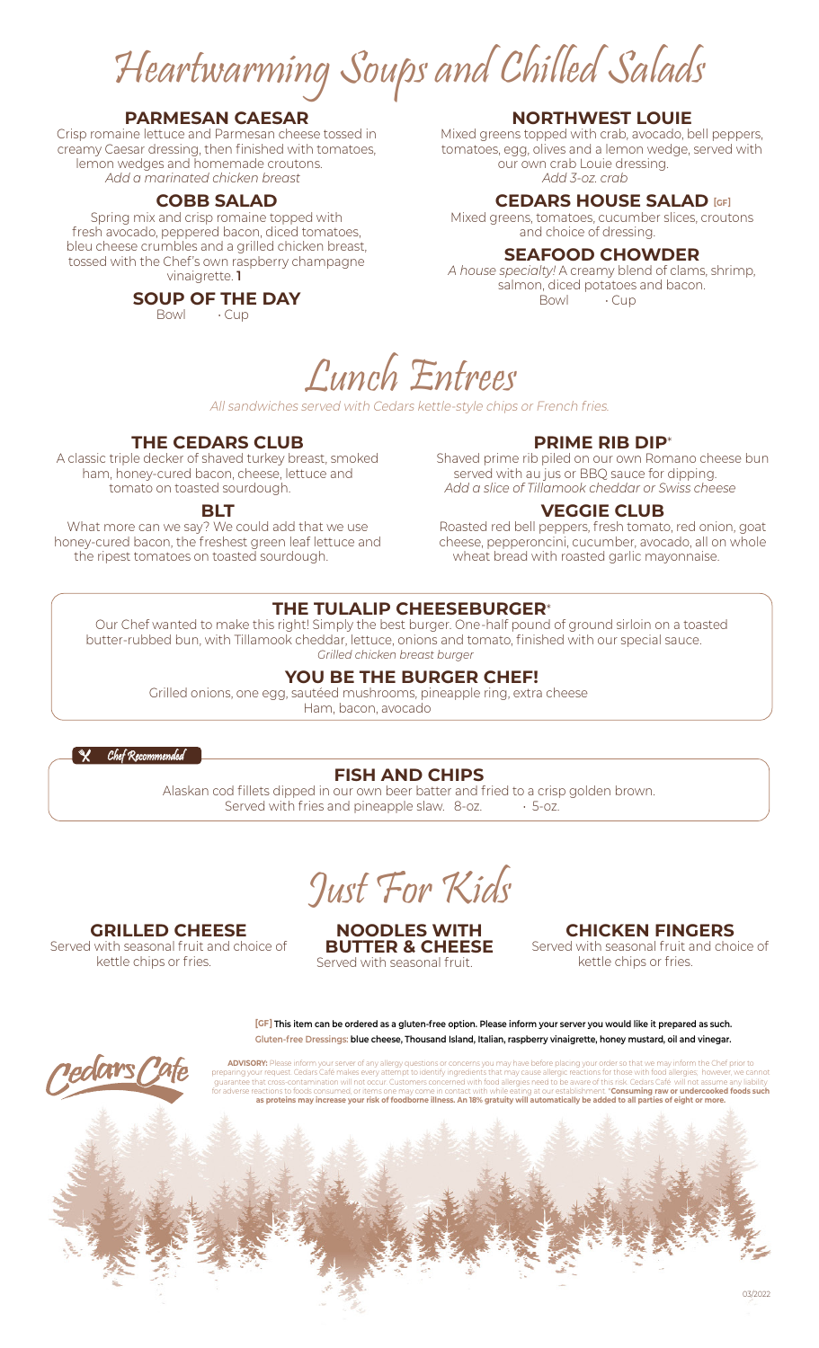# Heartwarming Soups and Chilled Salads

### PARMESAN CAESAR

Crisp romaine lettuce and Parmesan cheese tossed in creamy Caesar dressing, then finished with tomatoes, lemon wedges and homemade croutons.
*Add a marinated chicken breast*

### COBB SALAD

Spring mix and crisp romaine topped with fresh avocado, peppered bacon, diced tomatoes, bleu cheese crumbles and a grilled chicken breast, tossed with the Chef's own raspberry champagne vinaigrette. 1

### SOUP OF THE DAY

Bowl · Cup

### NORTHWEST LOUIE

Mixed greens topped with crab, avocado, bell peppers, tomatoes, egg, olives and a lemon wedge, served with our own crab Louie dressing.
*Add 3-oz. crab*

### CEDARS HOUSE SALAD [GF]

Mixed greens, tomatoes, cucumber slices, croutons and choice of dressing.

### SEAFOOD CHOWDER

*A house specialty!* A creamy blend of clams, shrimp, salmon, diced potatoes and bacon.
Bowl · Cup

# Lunch Entrees

*All sandwiches served with Cedars kettle-style chips or French fries.*

### THE CEDARS CLUB

A classic triple decker of shaved turkey breast, smoked ham, honey-cured bacon, cheese, lettuce and tomato on toasted sourdough.

### BLT

What more can we say? We could add that we use honey-cured bacon, the freshest green leaf lettuce and the ripest tomatoes on toasted sourdough.

### PRIME RIB DIP*

Shaved prime rib piled on our own Romano cheese bun served with au jus or BBQ sauce for dipping.
*Add a slice of Tillamook cheddar or Swiss cheese*

### VEGGIE CLUB

Roasted red bell peppers, fresh tomato, red onion, goat cheese, pepperoncini, cucumber, avocado, all on whole wheat bread with roasted garlic mayonnaise.

### THE TULALIP CHEESEBURGER*

Our Chef wanted to make this right! Simply the best burger. One-half pound of ground sirloin on a toasted butter-rubbed bun, with Tillamook cheddar, lettuce, onions and tomato, finished with our special sauce.
*Grilled chicken breast burger*

### YOU BE THE BURGER CHEF!

Grilled onions, one egg, sautéed mushrooms, pineapple ring, extra cheese
Ham, bacon, avocado

*Chef Recommended*

### FISH AND CHIPS

Alaskan cod fillets dipped in our own beer batter and fried to a crisp golden brown. Served with fries and pineapple slaw. 8-oz. · 5-oz.

# Just For Kids

### GRILLED CHEESE

Served with seasonal fruit and choice of kettle chips or fries.

### NOODLES WITH BUTTER & CHEESE

Served with seasonal fruit.

### CHICKEN FINGERS

Served with seasonal fruit and choice of kettle chips or fries.

**[GF] This item can be ordered as a gluten-free option. Please inform your server you would like it prepared as such.**
**Gluten-free Dressings:** blue cheese, Thousand Island, Italian, raspberry vinaigrette, honey mustard, oil and vinegar.

Cedars Cafe

**ADVISORY:** Please inform your server of any allergy questions or concerns you may have before placing your order so that we may inform the Chef prior to preparing your request. Cedars Café makes every attempt to identify ingredients that may cause allergic reactions for those with food allergies; however, we cannot guarantee that cross-contamination will not occur. Customers concerned with food allergies need to be aware of this risk. Cedars Café will not assume any liability for adverse reactions to foods consumed, or items one may come in contact with while eating at our establishment. ***Consuming raw or undercooked foods such as proteins may increase your risk of foodborne illness. An 18% gratuity will automatically be added to all parties of eight or more.**

03/2022